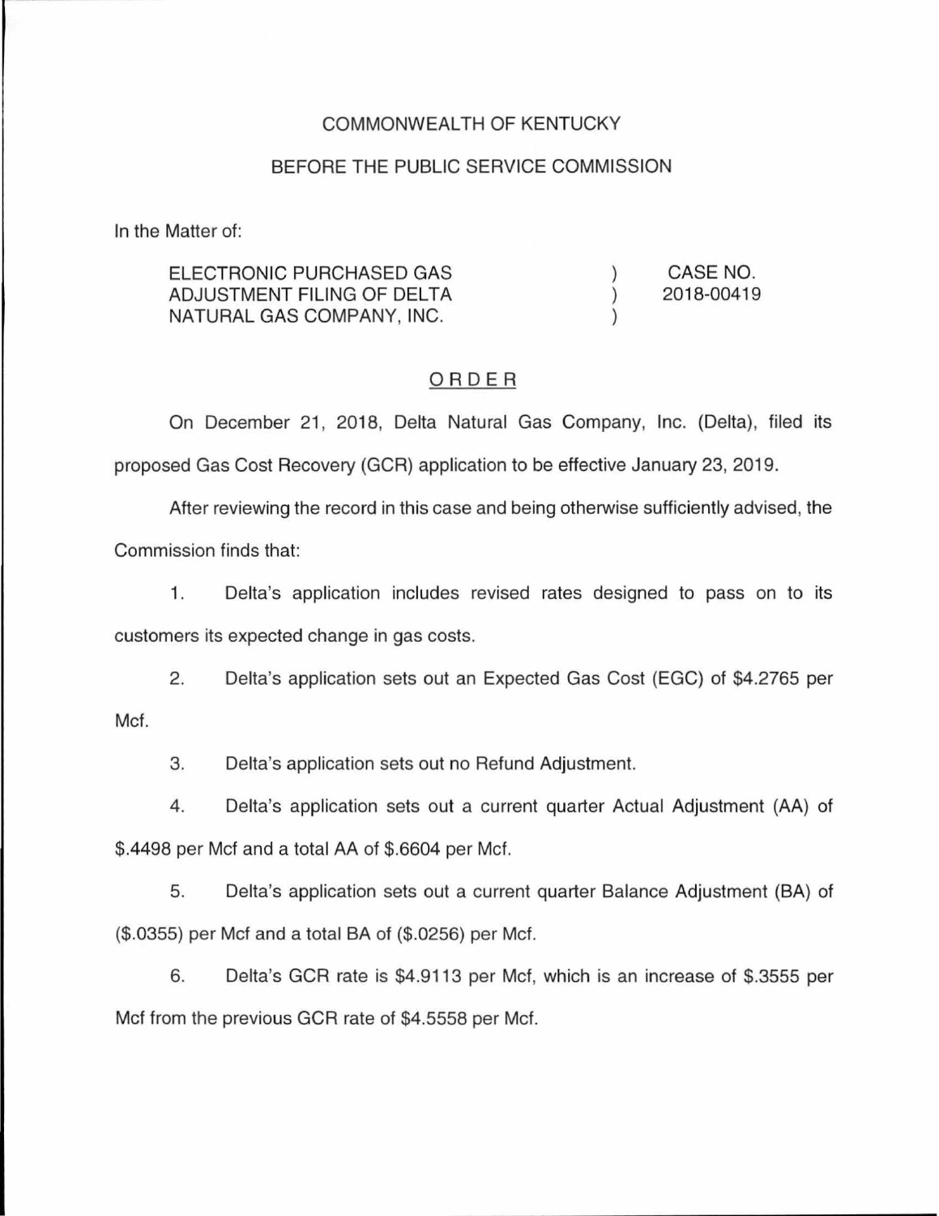COMMONWEALTH OF KENTUCKY

BEFORE THE PUBLIC SERVICE COMMISSION

In the Matter of:

| | | |
|---|---|---|
| ELECTRONIC PURCHASED GAS ADJUSTMENT FILING OF DELTA NATURAL GAS COMPANY, INC. | ) ) ) | CASE NO. 2018-00419 |

ORDER

On December 21, 2018, Delta Natural Gas Company, Inc. (Delta), filed its proposed Gas Cost Recovery (GCR) application to be effective January 23, 2019.

After reviewing the record in this case and being otherwise sufficiently advised, the Commission finds that:

1. Delta's application includes revised rates designed to pass on to its customers its expected change in gas costs.

2. Delta's application sets out an Expected Gas Cost (EGC) of $4.2765 per Mcf.

3. Delta's application sets out no Refund Adjustment.

4. Delta's application sets out a current quarter Actual Adjustment (AA) of $.4498 per Mcf and a total AA of $.6604 per Mcf.

5. Delta's application sets out a current quarter Balance Adjustment (BA) of ($.0355) per Mcf and a total BA of ($.0256) per Mcf.

6. Delta's GCR rate is $4.9113 per Mcf, which is an increase of $.3555 per Mcf from the previous GCR rate of $4.5558 per Mcf.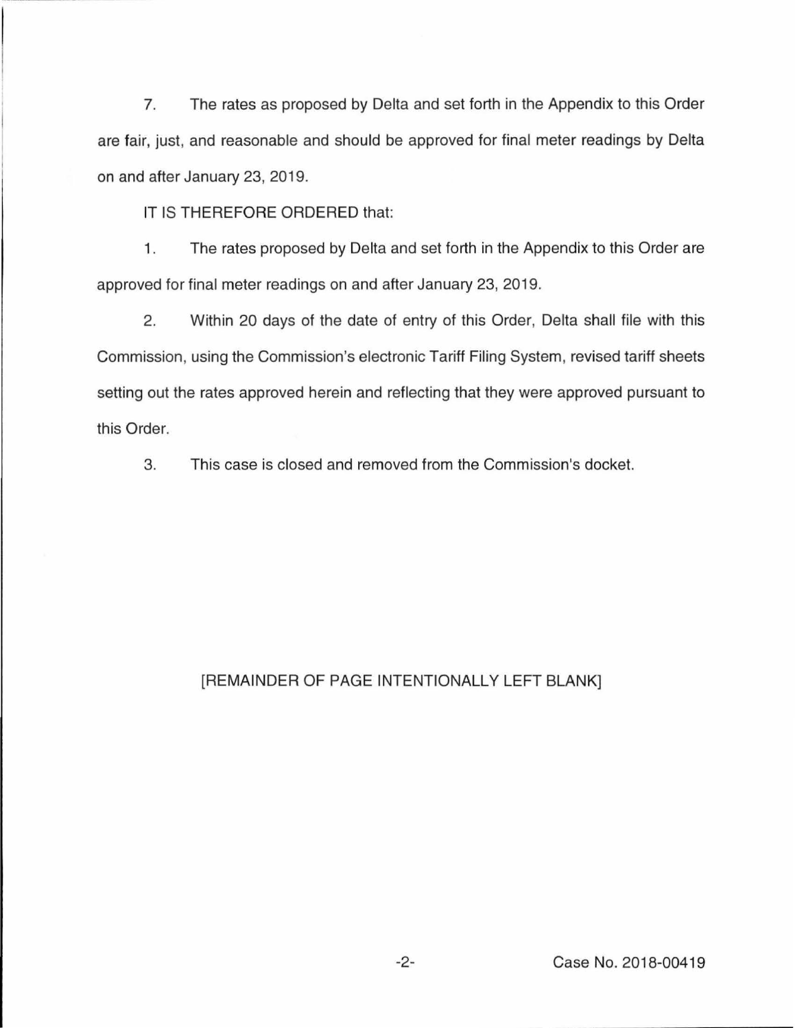7. The rates as proposed by Delta and set forth in the Appendix to this Order are fair, just, and reasonable and should be approved for final meter readings by Delta on and after January 23, 2019.

IT IS THEREFORE ORDERED that:

1. The rates proposed by Delta and set forth in the Appendix to this Order are approved for final meter readings on and after January 23, 2019.

2. Within 20 days of the date of entry of this Order, Delta shall file with this Commission, using the Commission's electronic Tariff Filing System, revised tariff sheets setting out the rates approved herein and reflecting that they were approved pursuant to this Order.

3. This case is closed and removed from the Commission's docket.

[REMAINDER OF PAGE INTENTIONALLY LEFT BLANK]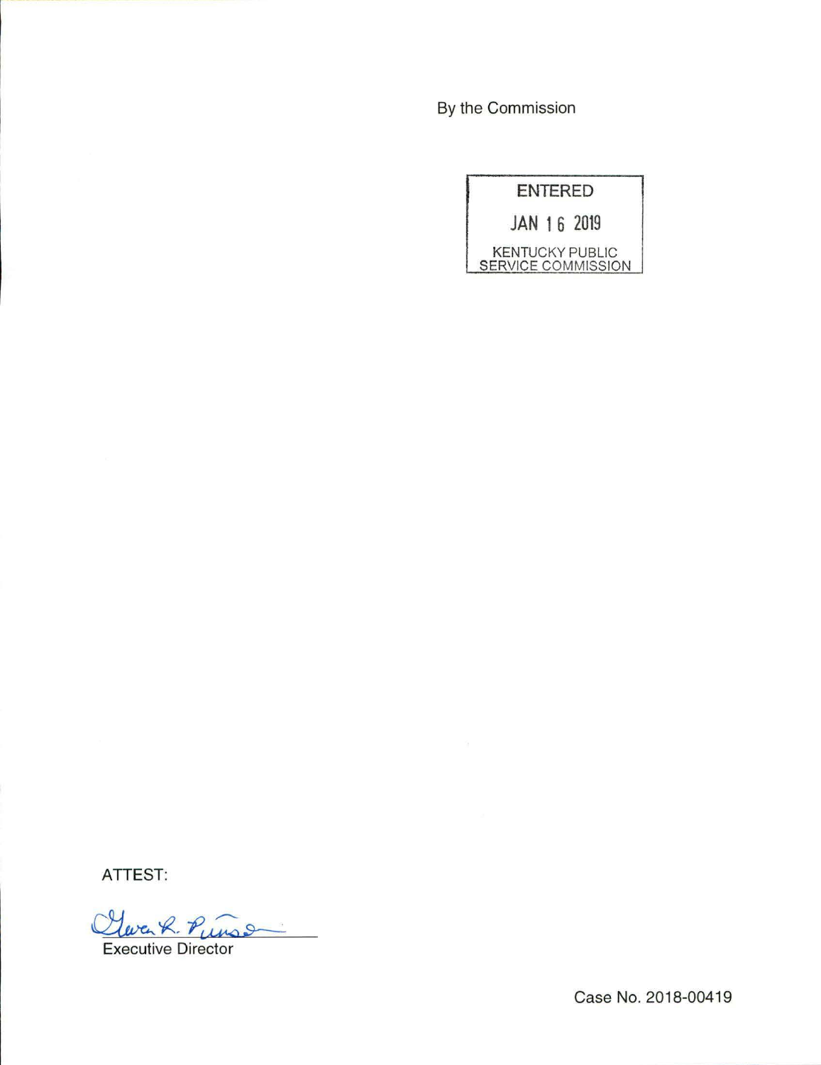By the Commission

ENTERED

JAN 16 2019

KENTUCKY PUBLIC SERVICE COMMISSION

ATTEST:

Gwen R. Pinson

Executive Director

Case No. 2018-00419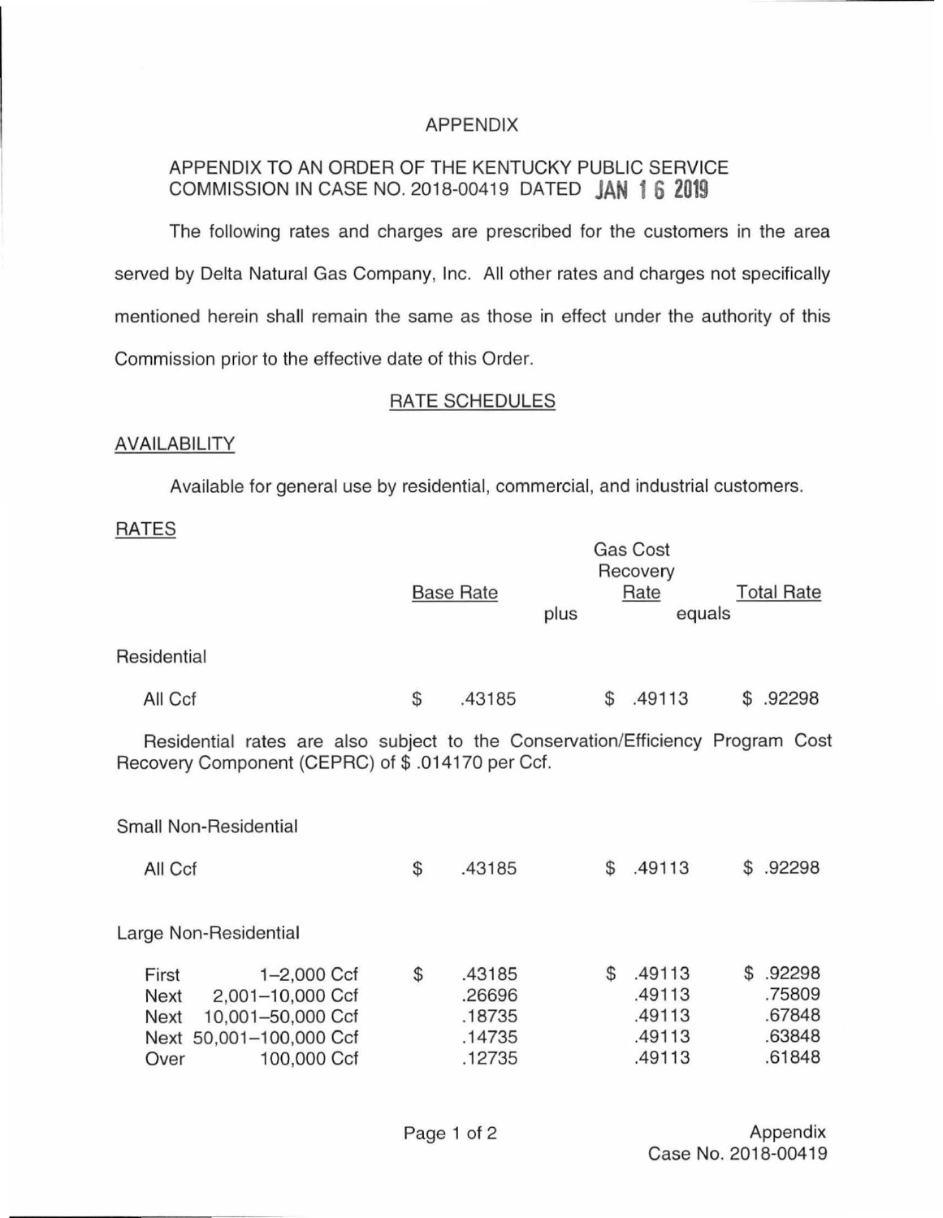# APPENDIX

APPENDIX TO AN ORDER OF THE KENTUCKY PUBLIC SERVICE COMMISSION IN CASE NO. 2018-00419 DATED JAN 16 2019

The following rates and charges are prescribed for the customers in the area served by Delta Natural Gas Company, Inc. All other rates and charges not specifically mentioned herein shall remain the same as those in effect under the authority of this Commission prior to the effective date of this Order.

## RATE SCHEDULES

### AVAILABILITY

Available for general use by residential, commercial, and industrial customers.

### RATES

| | Base Rate | plus | Gas Cost Recovery Rate | equals | Total Rate |
|---|---|---|---|---|---|
| **Residential** | | | | | |
| All Ccf | $ .43185 | | $ .49113 | | $ .92298 |

Residential rates are also subject to the Conservation/Efficiency Program Cost Recovery Component (CEPRC) of $ .014170 per Ccf.

| | Base Rate | plus | Gas Cost Recovery Rate | equals | Total Rate |
|---|---|---|---|---|---|
| **Small Non-Residential** | | | | | |
| All Ccf | $ .43185 | | $ .49113 | | $ .92298 |
| **Large Non-Residential** | | | | | |
| First 1–2,000 Ccf | $ .43185 | | $ .49113 | | $ .92298 |
| Next 2,001–10,000 Ccf | .26696 | | .49113 | | .75809 |
| Next 10,001–50,000 Ccf | .18735 | | .49113 | | .67848 |
| Next 50,001–100,000 Ccf | .14735 | | .49113 | | .63848 |
| Over 100,000 Ccf | .12735 | | .49113 | | .61848 |

Appendix
Case No. 2018-00419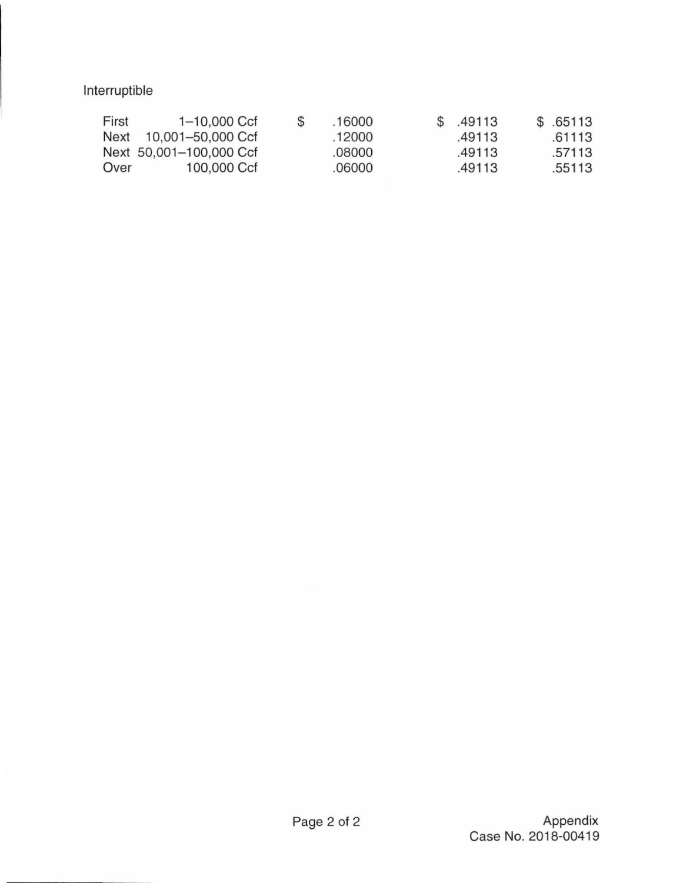Interruptible

| | | | | |
|---|---|---|---|---|
| First | 1–10,000 Ccf | $ .16000 | $ .49113 | $ .65113 |
| Next | 10,001–50,000 Ccf | .12000 | .49113 | .61113 |
| Next | 50,001–100,000 Ccf | .08000 | .49113 | .57113 |
| Over | 100,000 Ccf | .06000 | .49113 | .55113 |

Appendix
Case No. 2018-00419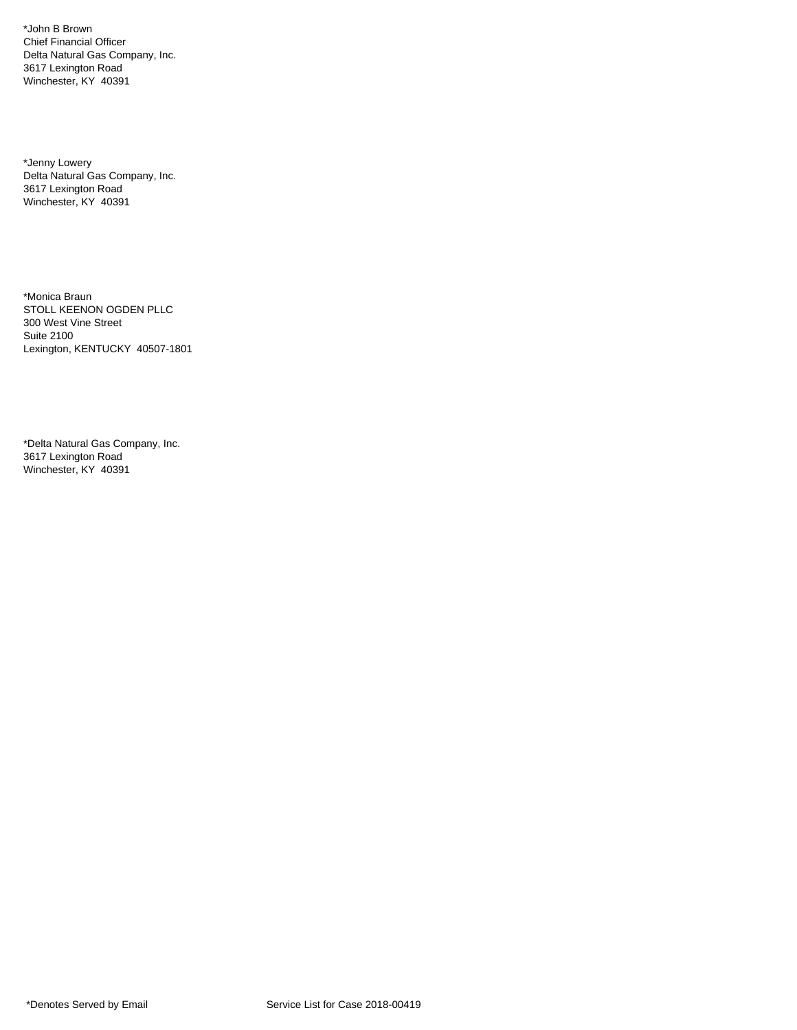*John B Brown
Chief Financial Officer
Delta Natural Gas Company, Inc.
3617 Lexington Road
Winchester, KY 40391

*Jenny Lowery
Delta Natural Gas Company, Inc.
3617 Lexington Road
Winchester, KY 40391

*Monica Braun
STOLL KEENON OGDEN PLLC
300 West Vine Street
Suite 2100
Lexington, KENTUCKY 40507-1801

*Delta Natural Gas Company, Inc.
3617 Lexington Road
Winchester, KY 40391

*Denotes Served by Email

Service List for Case 2018-00419